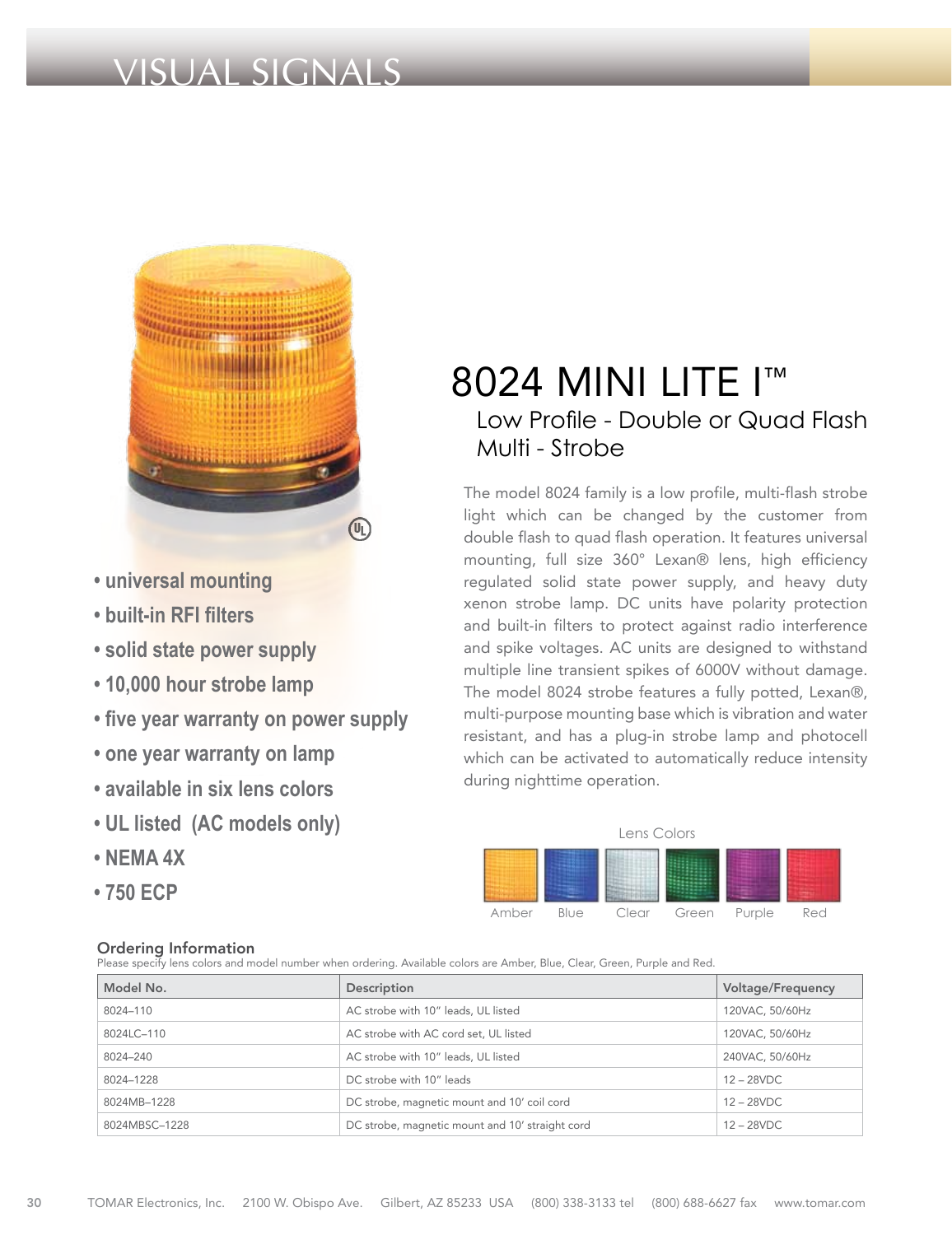# VISUAL SIGNALS

- universal mounting
- built-in RFI filters
- solid state power supply
- 10,000 hour strobe lamp
- five year warranty on power supply
- one year warranty on lamp
- available in six lens colors
- UL listed (AC models only)
- NEMA 4X
- 750 ECP

## 8024 MINI LITE I™

### Low Profile - Double or Quad Flash Multi - Strobe

The model 8024 family is a low profile, multi-flash strobe light which can be changed by the customer from double flash to quad flash operation. It features universal mounting, full size 360° Lexan® lens, high efficiency regulated solid state power supply, and heavy duty xenon strobe lamp. DC units have polarity protection and built-in filters to protect against radio interference and spike voltages. AC units are designed to withstand multiple line transient spikes of 6000V without damage. The model 8024 strobe features a fully potted, Lexan®, multi-purpose mounting base which is vibration and water resistant, and has a plug-in strobe lamp and photocell which can be activated to automatically reduce intensity during nighttime operation.

Lens Colors

Amber Blue Clear Green Purple Red

### Ordering Information

Please specify lens colors and model number when ordering. Available colors are Amber, Blue, Clear, Green, Purple and Red.

| Model No. | Description | Voltage/Frequency |
|---|---|---|
| 8024–110 | AC strobe with 10" leads, UL listed | 120VAC, 50/60Hz |
| 8024LC–110 | AC strobe with AC cord set, UL listed | 120VAC, 50/60Hz |
| 8024–240 | AC strobe with 10" leads, UL listed | 240VAC, 50/60Hz |
| 8024–1228 | DC strobe with 10" leads | 12 – 28VDC |
| 8024MB–1228 | DC strobe, magnetic mount and 10' coil cord | 12 – 28VDC |
| 8024MBSC–1228 | DC strobe, magnetic mount and 10' straight cord | 12 – 28VDC |

TOMAR Electronics, Inc. 2100 W. Obispo Ave. Gilbert, AZ 85233 USA (800) 338-3133 tel (800) 688-6627 fax www.tomar.com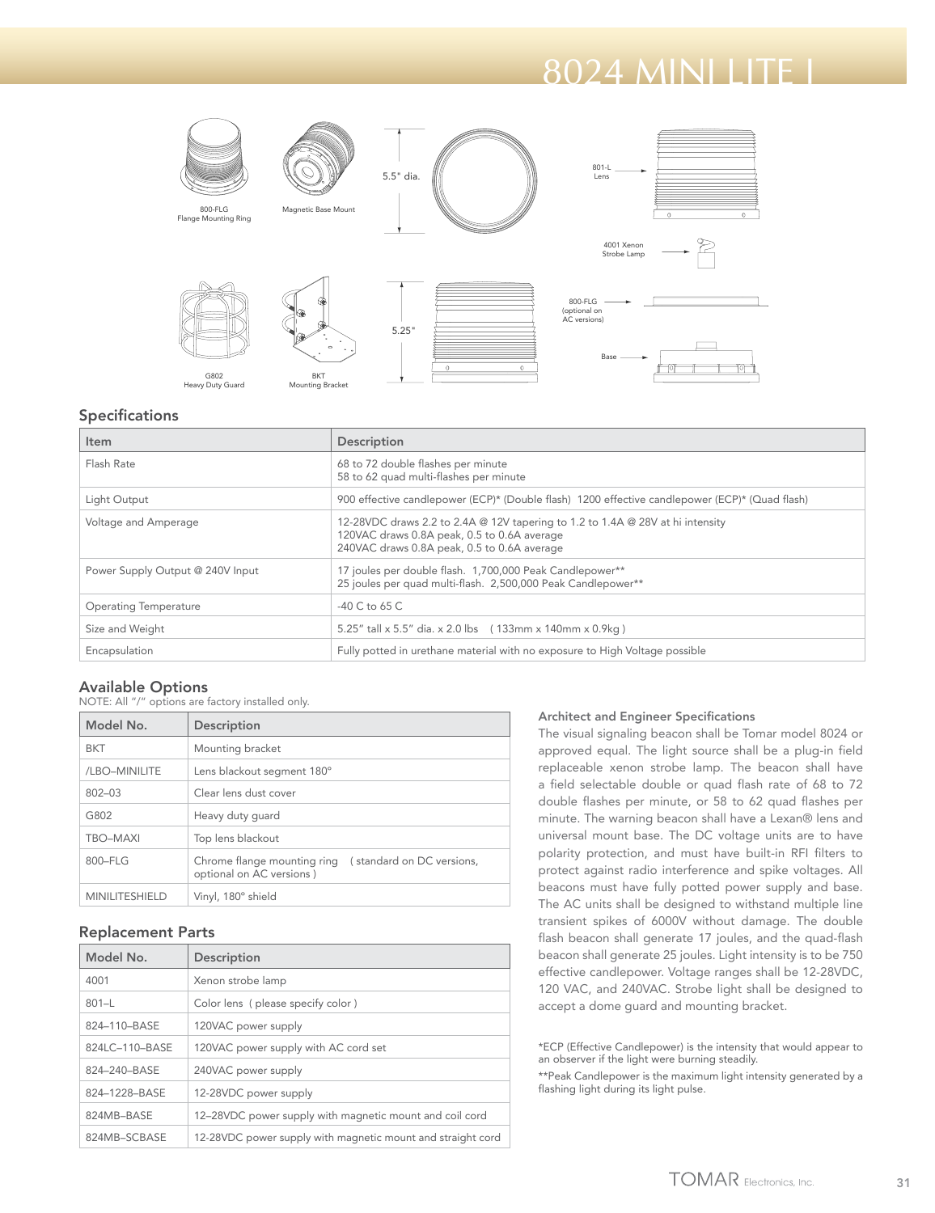# 8024 MINI LITE I

800-FLG
Flange Mounting Ring

Magnetic Base Mount

5.5" dia.

801-L
Lens

4001 Xenon
Strobe Lamp

G802
Heavy Duty Guard

BKT
Mounting Bracket

5.25"

800-FLG
(optional on
AC versions)

Base

## Specifications

| Item | Description |
|---|---|
| Flash Rate | 68 to 72 double flashes per minute<br>58 to 62 quad multi-flashes per minute |
| Light Output | 900 effective candlepower (ECP)* (Double flash) 1200 effective candlepower (ECP)* (Quad flash) |
| Voltage and Amperage | 12-28VDC draws 2.2 to 2.4A @ 12V tapering to 1.2 to 1.4A @ 28V at hi intensity<br>120VAC draws 0.8A peak, 0.5 to 0.6A average<br>240VAC draws 0.8A peak, 0.5 to 0.6A average |
| Power Supply Output @ 240V Input | 17 joules per double flash. 1,700,000 Peak Candlepower**<br>25 joules per quad multi-flash. 2,500,000 Peak Candlepower** |
| Operating Temperature | -40 C to 65 C |
| Size and Weight | 5.25" tall x 5.5" dia. x 2.0 lbs (133mm x 140mm x 0.9kg) |
| Encapsulation | Fully potted in urethane material with no exposure to High Voltage possible |

## Available Options

NOTE: All "/" options are factory installed only.

| Model No. | Description |
|---|---|
| BKT | Mounting bracket |
| /LBO–MINILITE | Lens blackout segment 180° |
| 802–03 | Clear lens dust cover |
| G802 | Heavy duty guard |
| TBO–MAXI | Top lens blackout |
| 800–FLG | Chrome flange mounting ring (standard on DC versions, optional on AC versions) |
| MINILITESHIELD | Vinyl, 180° shield |

## Replacement Parts

| Model No. | Description |
|---|---|
| 4001 | Xenon strobe lamp |
| 801–L | Color lens (please specify color) |
| 824–110–BASE | 120VAC power supply |
| 824LC–110–BASE | 120VAC power supply with AC cord set |
| 824–240–BASE | 240VAC power supply |
| 824–1228–BASE | 12-28VDC power supply |
| 824MB–BASE | 12–28VDC power supply with magnetic mount and coil cord |
| 824MB–SCBASE | 12-28VDC power supply with magnetic mount and straight cord |

### Architect and Engineer Specifications

The visual signaling beacon shall be Tomar model 8024 or approved equal. The light source shall be a plug-in field replaceable xenon strobe lamp. The beacon shall have a field selectable double or quad flash rate of 68 to 72 double flashes per minute, or 58 to 62 quad flashes per minute. The warning beacon shall have a Lexan® lens and universal mount base. The DC voltage units are to have polarity protection, and must have built-in RFI filters to protect against radio interference and spike voltages. All beacons must have fully potted power supply and base. The AC units shall be designed to withstand multiple line transient spikes of 6000V without damage. The double flash beacon shall generate 17 joules, and the quad-flash beacon shall generate 25 joules. Light intensity is to be 750 effective candlepower. Voltage ranges shall be 12-28VDC, 120 VAC, and 240VAC. Strobe light shall be designed to accept a dome guard and mounting bracket.

*ECP (Effective Candlepower) is the intensity that would appear to an observer if the light were burning steadily.

**Peak Candlepower is the maximum light intensity generated by a flashing light during its light pulse.